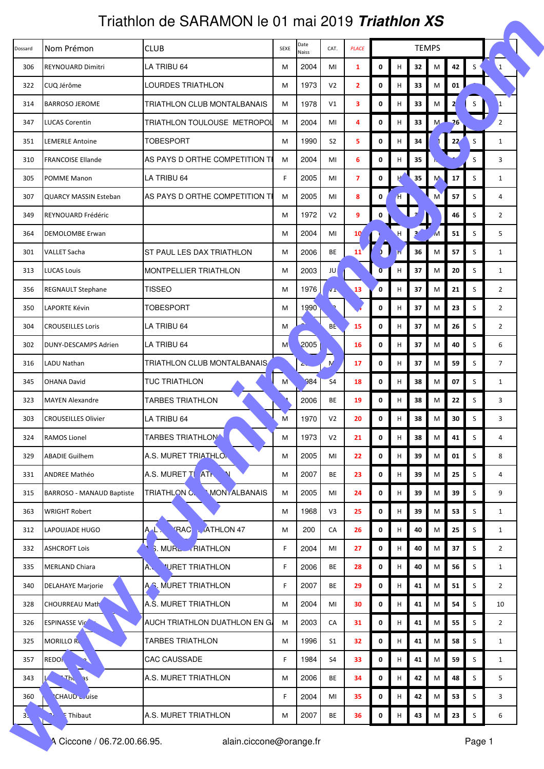# Triathlon de SARAMON le 01 mai 2019 ***Triathlon XS***

| Dossard | Nom Prémon | CLUB | SEXE | Date Naiss | CAT. | PLACE | TEMPS | | | | | | |
|---|---|---|---|---|---|---|---|---|---|---|---|---|---|
| 306 | REYNOUARD Dimitri | LA TRIBU 64 | M | 2004 | MI | 1 | 0 | H | 32 | M | 42 | S | 1 |
| 322 | CUQ Jérôme | LOURDES TRIATHLON | M | 1973 | V2 | 2 | 0 | H | 33 | M | 01 | | |
| 314 | BARROSO JEROME | TRIATHLON CLUB MONTALBANAIS | M | 1978 | V1 | 3 | 0 | H | 33 | M | 2 | S | 1 |
| 347 | LUCAS Corentin | TRIATHLON TOULOUSE METROPOL | M | 2004 | MI | 4 | 0 | H | 33 | M | 26 | | 2 |
| 351 | LEMERLE Antoine | TOBESPORT | M | 1990 | S2 | 5 | 0 | H | 34 | | 22 | S | 1 |
| 310 | FRANCOISE Ellande | AS PAYS D ORTHE COMPETITION TI | M | 2004 | MI | 6 | 0 | H | 35 | | | S | 3 |
| 305 | POMME Manon | LA TRIBU 64 | F | 2005 | MI | 7 | 0 | H | 35 | M | 17 | S | 1 |
| 307 | QUARCY MASSIN Esteban | AS PAYS D ORTHE COMPETITION TI | M | 2005 | MI | 8 | 0 | H | | M | 57 | S | 4 |
| 349 | REYNOUARD Frédéric | | M | 1972 | V2 | 9 | 0 | | | | 46 | S | 2 |
| 364 | DEMOLOMBE Erwan | | M | 2004 | MI | 10 | | H | | M | 51 | S | 5 |
| 301 | VALLET Sacha | ST PAUL LES DAX TRIATHLON | M | 2006 | BE | 11 | 0 | H | 36 | M | 57 | S | 1 |
| 313 | LUCAS Louis | MONTPELLIER TRIATHLON | M | 2003 | JU | | 0 | H | 37 | M | 20 | S | 1 |
| 356 | REGNAULT Stephane | TISSEO | M | 1976 | V1 | 13 | 0 | H | 37 | M | 21 | S | 2 |
| 350 | LAPORTE Kévin | TOBESPORT | M | 1990 | | | 0 | H | 37 | M | 23 | S | 2 |
| 304 | CROUSEILLES Loris | LA TRIBU 64 | M | | BE | 15 | 0 | H | 37 | M | 26 | S | 2 |
| 302 | DUNY-DESCAMPS Adrien | LA TRIBU 64 | M | 2005 | | 16 | 0 | H | 37 | M | 40 | S | 6 |
| 316 | LADU Nathan | TRIATHLON CLUB MONTALBANAIS | | | M | 17 | 0 | H | 37 | M | 59 | S | 7 |
| 345 | OHANA David | TUC TRIATHLON | M | 984 | S4 | 18 | 0 | H | 38 | M | 07 | S | 1 |
| 323 | MAYEN Alexandre | TARBES TRIATHLON | | 2006 | BE | 19 | 0 | H | 38 | M | 22 | S | 3 |
| 303 | CROUSEILLES Olivier | LA TRIBU 64 | M | 1970 | V2 | 20 | 0 | H | 38 | M | 30 | S | 3 |
| 324 | RAMOS Lionel | TARBES TRIATHLON | M | 1973 | V2 | 21 | 0 | H | 38 | M | 41 | S | 4 |
| 329 | ABADIE Guilhem | A.S. MURET TRIATHLO | M | 2005 | MI | 22 | 0 | H | 39 | M | 01 | S | 8 |
| 331 | ANDREE Mathéo | A.S. MURET T ATH N | M | 2007 | BE | 23 | 0 | H | 39 | M | 25 | S | 4 |
| 315 | BARROSO - MANAUD Baptiste | TRIATHLON C MONTALBANAIS | M | 2005 | MI | 24 | 0 | H | 39 | M | 39 | S | 9 |
| 363 | WRIGHT Robert | | M | 1968 | V3 | 25 | 0 | H | 39 | M | 53 | S | 1 |
| 312 | LAPOUJADE HUGO | A L RAC ATHLON 47 | M | 200 | CA | 26 | 0 | H | 40 | M | 25 | S | 1 |
| 332 | ASHCROFT Lois | S. MUR RIATHLON | F | 2004 | MI | 27 | 0 | H | 40 | M | 37 | S | 2 |
| 335 | MERLAND Chiara | A. URET TRIATHLON | F | 2006 | BE | 28 | 0 | H | 40 | M | 56 | S | 1 |
| 340 | DELAHAYE Marjorie | A.S. MURET TRIATHLON | F | 2007 | BE | 29 | 0 | H | 41 | M | 51 | S | 2 |
| 328 | CHOURREAU Math | A.S. MURET TRIATHLON | M | 2004 | MI | 30 | 0 | H | 41 | M | 54 | S | 10 |
| 326 | ESPINASSE Vic | AUCH TRIATHLON DUATHLON EN G | M | 2003 | CA | 31 | 0 | H | 41 | M | 55 | S | 2 |
| 325 | MORILLO R | TARBES TRIATHLON | M | 1996 | S1 | 32 | 0 | H | 41 | M | 58 | S | 1 |
| 357 | REDO | CAC CAUSSADE | F | 1984 | S4 | 33 | 0 | H | 41 | M | 59 | S | 1 |
| 343 | L Th as | A.S. MURET TRIATHLON | M | 2006 | BE | 34 | 0 | H | 42 | M | 48 | S | 5 |
| 360 | CHAUD uise | | F | 2004 | MI | 35 | 0 | H | 42 | M | 53 | S | 3 |
| 3 | Thibaut | A.S. MURET TRIATHLON | M | 2007 | BE | 36 | 0 | H | 43 | M | 23 | S | 6 |

A Ciccone / 06.72.00.66.95. alain.ciccone@orange.fr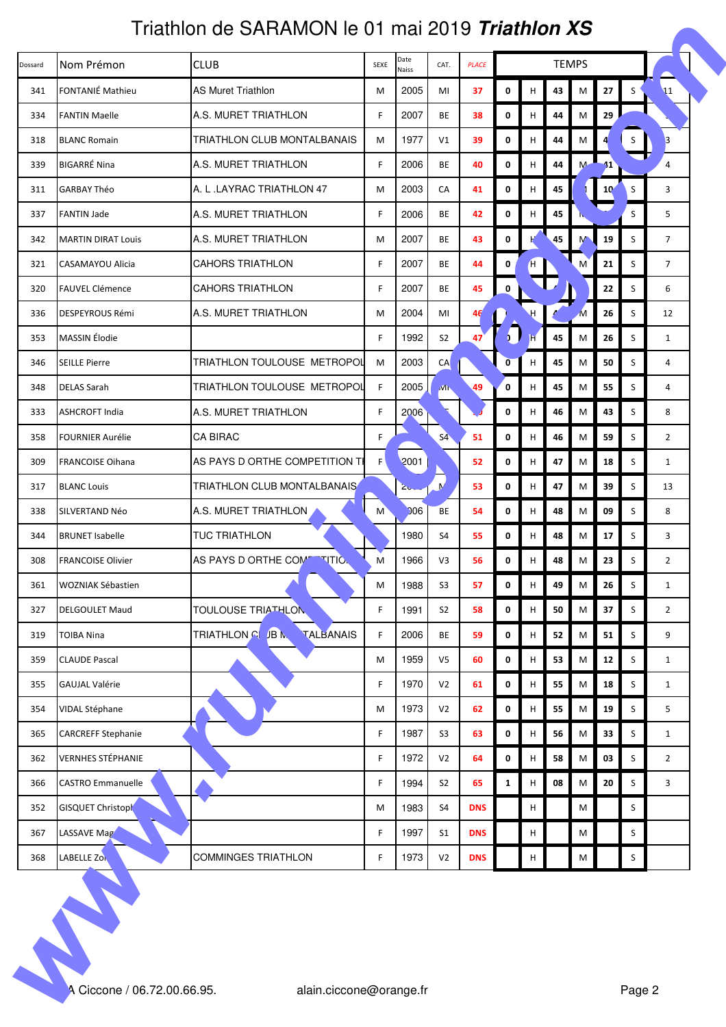# Triathlon de SARAMON le 01 mai 2019 ***Triathlon XS***

| Dossard | Nom Prémon | CLUB | SEXE | Date Naiss | CAT. | PLACE | TEMPS | | | | | | |
|---|---|---|---|---|---|---|---|---|---|---|---|---|---|
| 341 | FONTANIÉ Mathieu | AS Muret Triathlon | M | 2005 | MI | 37 | 0 | H | 43 | M | 27 | S | 11 |
| 334 | FANTIN Maelle | A.S. MURET TRIATHLON | F | 2007 | BE | 38 | 0 | H | 44 | M | 29 | | |
| 318 | BLANC Romain | TRIATHLON CLUB MONTALBANAIS | M | 1977 | V1 | 39 | 0 | H | 44 | M | 4 | S | 3 |
| 339 | BIGARRÉ Nina | A.S. MURET TRIATHLON | F | 2006 | BE | 40 | 0 | H | 44 | M | 41 | | 4 |
| 311 | GARBAY Théo | A. L .LAYRAC TRIATHLON 47 | M | 2003 | CA | 41 | 0 | H | 45 | | 10 | S | 3 |
| 337 | FANTIN Jade | A.S. MURET TRIATHLON | F | 2006 | BE | 42 | 0 | H | 45 | | | S | 5 |
| 342 | MARTIN DIRAT Louis | A.S. MURET TRIATHLON | M | 2007 | BE | 43 | 0 | | 45 | M | 19 | S | 7 |
| 321 | CASAMAYOU Alicia | CAHORS TRIATHLON | F | 2007 | BE | 44 | 0 | H | | M | 21 | S | 7 |
| 320 | FAUVEL Clémence | CAHORS TRIATHLON | F | 2007 | BE | 45 | 0 | | | | 22 | S | 6 |
| 336 | DESPEYROUS Rémi | A.S. MURET TRIATHLON | M | 2004 | MI | 46 | | H | | M | 26 | S | 12 |
| 353 | MASSIN Élodie | | F | 1992 | S2 | 47 | | H | 45 | M | 26 | S | 1 |
| 346 | SEILLE Pierre | TRIATHLON TOULOUSE METROPOL | M | 2003 | CA | | 0 | H | 45 | M | 50 | S | 4 |
| 348 | DELAS Sarah | TRIATHLON TOULOUSE METROPOL | F | 2005 | MI | 49 | 0 | H | 45 | M | 55 | S | 4 |
| 333 | ASHCROFT India | A.S. MURET TRIATHLON | F | 2006 | | | 0 | H | 46 | M | 43 | S | 8 |
| 358 | FOURNIER Aurélie | CA BIRAC | F | | S4 | 51 | 0 | H | 46 | M | 59 | S | 2 |
| 309 | FRANCOISE Oihana | AS PAYS D ORTHE COMPETITION T | F | 2001 | | 52 | 0 | H | 47 | M | 18 | S | 1 |
| 317 | BLANC Louis | TRIATHLON CLUB MONTALBANAIS | | | | 53 | 0 | H | 47 | M | 39 | S | 13 |
| 338 | SILVERTAND Néo | A.S. MURET TRIATHLON | M | 2006 | BE | 54 | 0 | H | 48 | M | 09 | S | 8 |
| 344 | BRUNET Isabelle | TUC TRIATHLON | | 1980 | S4 | 55 | 0 | H | 48 | M | 17 | S | 3 |
| 308 | FRANCOISE Olivier | AS PAYS D ORTHE COMPETITIO | M | 1966 | V3 | 56 | 0 | H | 48 | M | 23 | S | 2 |
| 361 | WOZNIAK Sébastien | | M | 1988 | S3 | 57 | 0 | H | 49 | M | 26 | S | 1 |
| 327 | DELGOULET Maud | TOULOUSE TRIATHLON | F | 1991 | S2 | 58 | 0 | H | 50 | M | 37 | S | 2 |
| 319 | TOIBA Nina | TRIATHLON CLUB MONTALBANAIS | F | 2006 | BE | 59 | 0 | H | 52 | M | 51 | S | 9 |
| 359 | CLAUDE Pascal | | M | 1959 | V5 | 60 | 0 | H | 53 | M | 12 | S | 1 |
| 355 | GAUJAL Valérie | | F | 1970 | V2 | 61 | 0 | H | 55 | M | 18 | S | 1 |
| 354 | VIDAL Stéphane | | M | 1973 | V2 | 62 | 0 | H | 55 | M | 19 | S | 5 |
| 365 | CARCREFF Stephanie | | F | 1987 | S3 | 63 | 0 | H | 56 | M | 33 | S | 1 |
| 362 | VERNHES STÉPHANIE | | F | 1972 | V2 | 64 | 0 | H | 58 | M | 03 | S | 2 |
| 366 | CASTRO Emmanuelle | | F | 1994 | S2 | 65 | 1 | H | 08 | M | 20 | S | 3 |
| 352 | GISQUET Christoph | | M | 1983 | S4 | DNS | | H | | M | | S | |
| 367 | LASSAVE Mag | | F | 1997 | S1 | DNS | | H | | M | | S | |
| 368 | LABELLE Zo | COMMINGES TRIATHLON | F | 1973 | V2 | DNS | | H | | M | | S | |

A Ciccone / 06.72.00.66.95. alain.ciccone@orange.fr